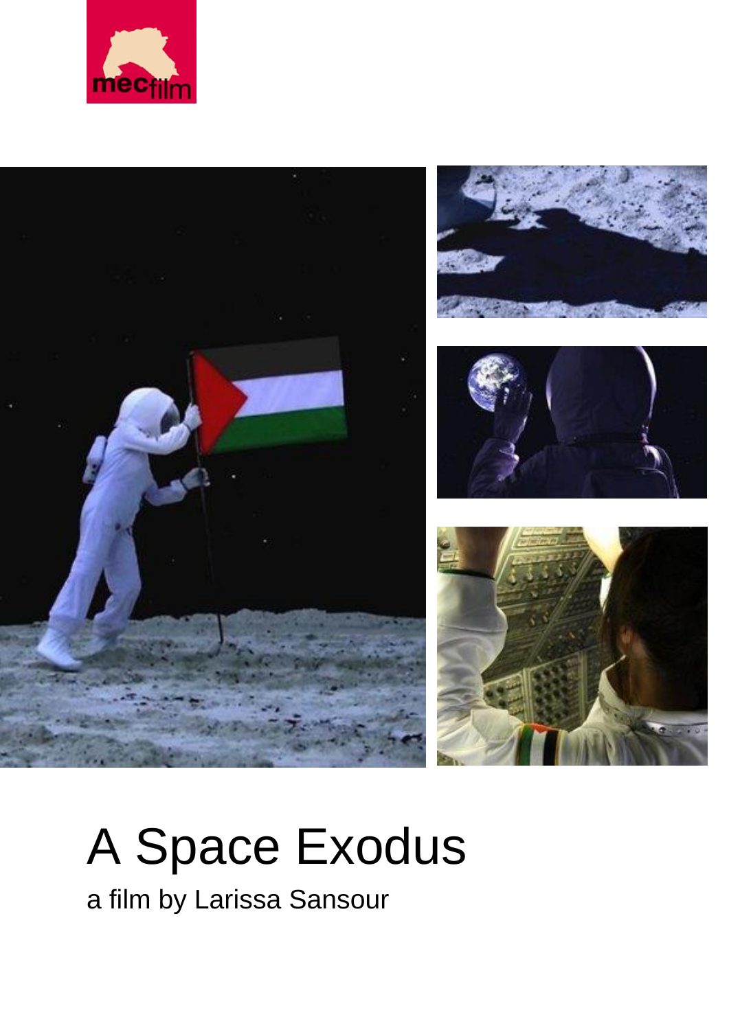# A Space Exodus

a film by Larissa Sansour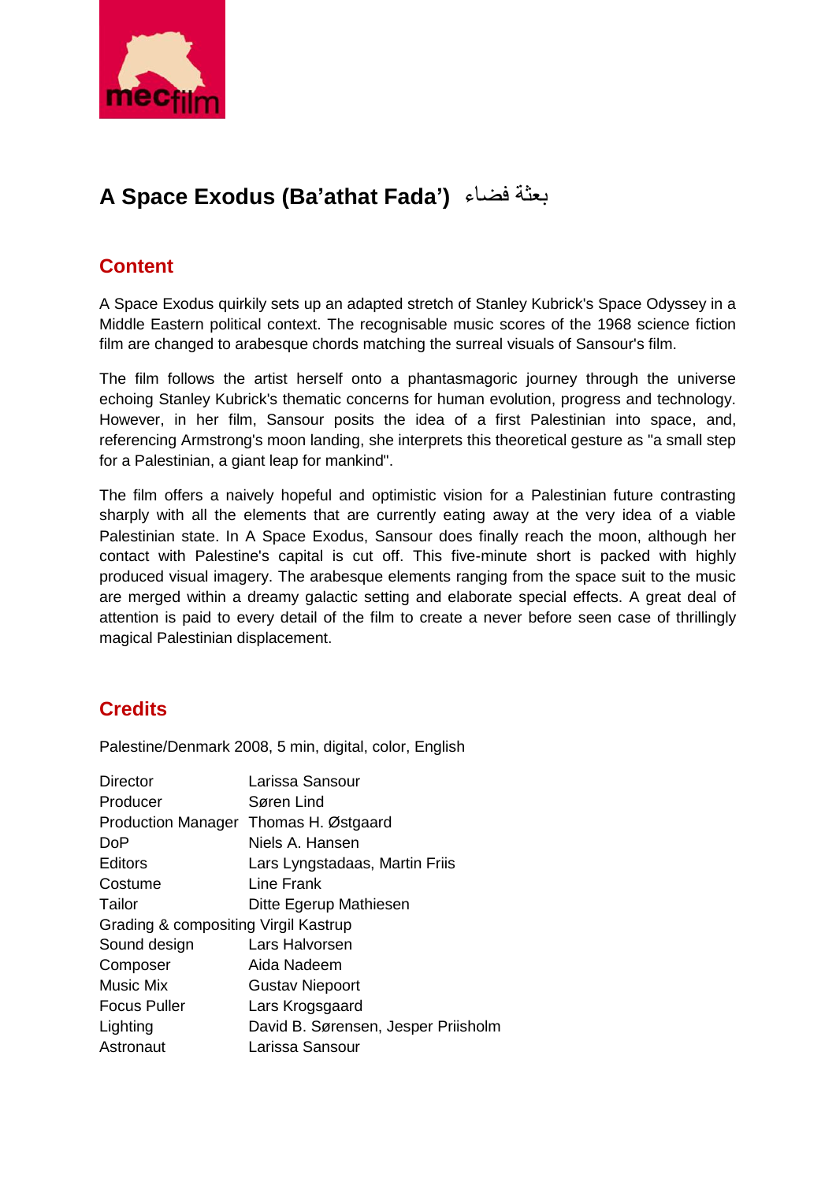# A Space Exodus (Ba'athat Fada') بعثة فضاء

## Content

A Space Exodus quirkily sets up an adapted stretch of Stanley Kubrick's Space Odyssey in a Middle Eastern political context. The recognisable music scores of the 1968 science fiction film are changed to arabesque chords matching the surreal visuals of Sansour's film.

The film follows the artist herself onto a phantasmagoric journey through the universe echoing Stanley Kubrick's thematic concerns for human evolution, progress and technology. However, in her film, Sansour posits the idea of a first Palestinian into space, and, referencing Armstrong's moon landing, she interprets this theoretical gesture as "a small step for a Palestinian, a giant leap for mankind".

The film offers a naively hopeful and optimistic vision for a Palestinian future contrasting sharply with all the elements that are currently eating away at the very idea of a viable Palestinian state. In A Space Exodus, Sansour does finally reach the moon, although her contact with Palestine's capital is cut off. This five-minute short is packed with highly produced visual imagery. The arabesque elements ranging from the space suit to the music are merged within a dreamy galactic setting and elaborate special effects. A great deal of attention is paid to every detail of the film to create a never before seen case of thrillingly magical Palestinian displacement.

## Credits

Palestine/Denmark 2008, 5 min, digital, color, English

| | |
|---|---|
| Director | Larissa Sansour |
| Producer | Søren Lind |
| Production Manager | Thomas H. Østgaard |
| DoP | Niels A. Hansen |
| Editors | Lars Lyngstadaas, Martin Friis |
| Costume | Line Frank |
| Tailor | Ditte Egerup Mathiesen |
| Grading & compositing | Virgil Kastrup |
| Sound design | Lars Halvorsen |
| Composer | Aida Nadeem |
| Music Mix | Gustav Niepoort |
| Focus Puller | Lars Krogsgaard |
| Lighting | David B. Sørensen, Jesper Priisholm |
| Astronaut | Larissa Sansour |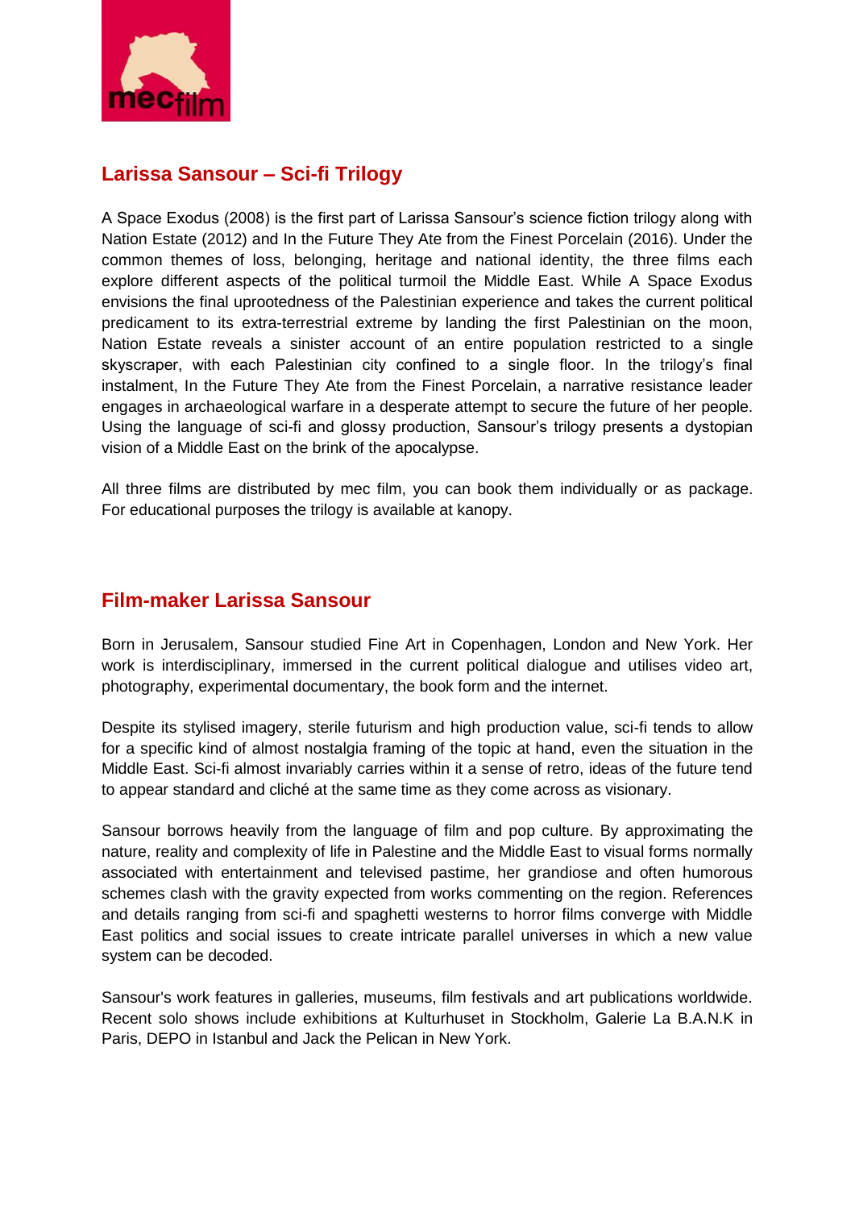## Larissa Sansour – Sci-fi Trilogy

A Space Exodus (2008) is the first part of Larissa Sansour's science fiction trilogy along with Nation Estate (2012) and In the Future They Ate from the Finest Porcelain (2016). Under the common themes of loss, belonging, heritage and national identity, the three films each explore different aspects of the political turmoil the Middle East. While A Space Exodus envisions the final uprootedness of the Palestinian experience and takes the current political predicament to its extra-terrestrial extreme by landing the first Palestinian on the moon, Nation Estate reveals a sinister account of an entire population restricted to a single skyscraper, with each Palestinian city confined to a single floor. In the trilogy's final instalment, In the Future They Ate from the Finest Porcelain, a narrative resistance leader engages in archaeological warfare in a desperate attempt to secure the future of her people. Using the language of sci-fi and glossy production, Sansour's trilogy presents a dystopian vision of a Middle East on the brink of the apocalypse.

All three films are distributed by mec film, you can book them individually or as package. For educational purposes the trilogy is available at kanopy.

## Film-maker Larissa Sansour

Born in Jerusalem, Sansour studied Fine Art in Copenhagen, London and New York. Her work is interdisciplinary, immersed in the current political dialogue and utilises video art, photography, experimental documentary, the book form and the internet.

Despite its stylised imagery, sterile futurism and high production value, sci-fi tends to allow for a specific kind of almost nostalgia framing of the topic at hand, even the situation in the Middle East. Sci-fi almost invariably carries within it a sense of retro, ideas of the future tend to appear standard and cliché at the same time as they come across as visionary.

Sansour borrows heavily from the language of film and pop culture. By approximating the nature, reality and complexity of life in Palestine and the Middle East to visual forms normally associated with entertainment and televised pastime, her grandiose and often humorous schemes clash with the gravity expected from works commenting on the region. References and details ranging from sci-fi and spaghetti westerns to horror films converge with Middle East politics and social issues to create intricate parallel universes in which a new value system can be decoded.

Sansour's work features in galleries, museums, film festivals and art publications worldwide. Recent solo shows include exhibitions at Kulturhuset in Stockholm, Galerie La B.A.N.K in Paris, DEPO in Istanbul and Jack the Pelican in New York.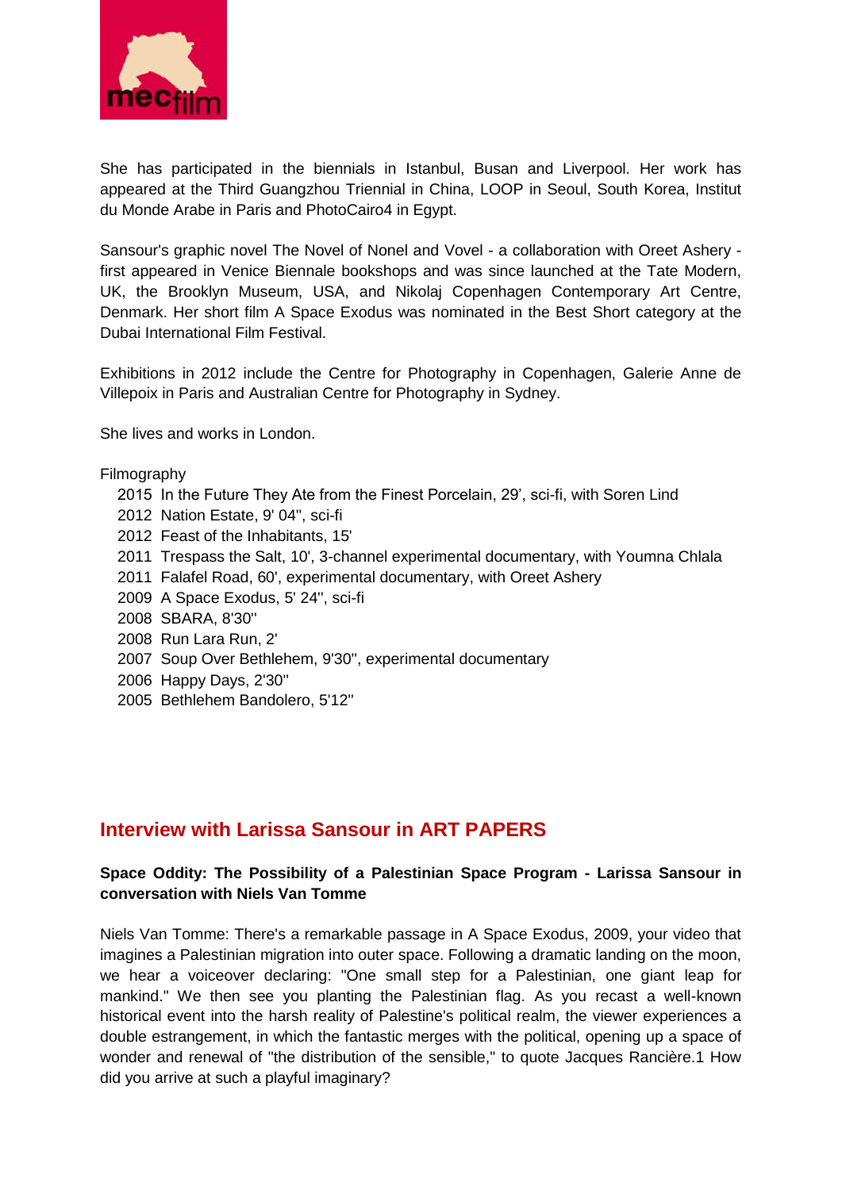She has participated in the biennials in Istanbul, Busan and Liverpool. Her work has appeared at the Third Guangzhou Triennial in China, LOOP in Seoul, South Korea, Institut du Monde Arabe in Paris and PhotoCairo4 in Egypt.

Sansour's graphic novel The Novel of Nonel and Vovel - a collaboration with Oreet Ashery - first appeared in Venice Biennale bookshops and was since launched at the Tate Modern, UK, the Brooklyn Museum, USA, and Nikolaj Copenhagen Contemporary Art Centre, Denmark. Her short film A Space Exodus was nominated in the Best Short category at the Dubai International Film Festival.

Exhibitions in 2012 include the Centre for Photography in Copenhagen, Galerie Anne de Villepoix in Paris and Australian Centre for Photography in Sydney.

She lives and works in London.

Filmography

- 2015 In the Future They Ate from the Finest Porcelain, 29', sci-fi, with Soren Lind
- 2012 Nation Estate, 9' 04'', sci-fi
- 2012 Feast of the Inhabitants, 15'
- 2011 Trespass the Salt, 10', 3-channel experimental documentary, with Youmna Chlala
- 2011 Falafel Road, 60', experimental documentary, with Oreet Ashery
- 2009 A Space Exodus, 5' 24'', sci-fi
- 2008 SBARA, 8'30''
- 2008 Run Lara Run, 2'
- 2007 Soup Over Bethlehem, 9'30'', experimental documentary
- 2006 Happy Days, 2'30''
- 2005 Bethlehem Bandolero, 5'12''

## Interview with Larissa Sansour in ART PAPERS

**Space Oddity: The Possibility of a Palestinian Space Program - Larissa Sansour in conversation with Niels Van Tomme**

Niels Van Tomme: There's a remarkable passage in A Space Exodus, 2009, your video that imagines a Palestinian migration into outer space. Following a dramatic landing on the moon, we hear a voiceover declaring: "One small step for a Palestinian, one giant leap for mankind." We then see you planting the Palestinian flag. As you recast a well-known historical event into the harsh reality of Palestine's political realm, the viewer experiences a double estrangement, in which the fantastic merges with the political, opening up a space of wonder and renewal of "the distribution of the sensible," to quote Jacques Rancière.1 How did you arrive at such a playful imaginary?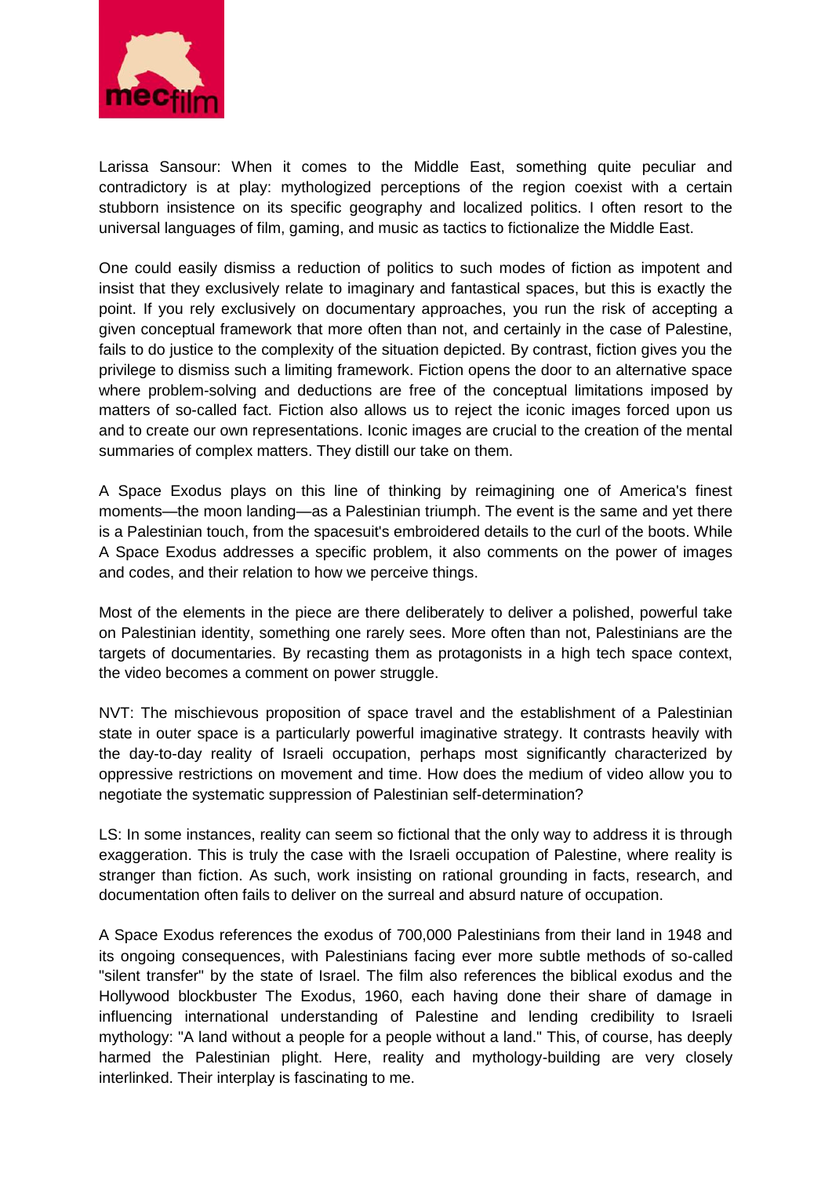Larissa Sansour: When it comes to the Middle East, something quite peculiar and contradictory is at play: mythologized perceptions of the region coexist with a certain stubborn insistence on its specific geography and localized politics. I often resort to the universal languages of film, gaming, and music as tactics to fictionalize the Middle East.

One could easily dismiss a reduction of politics to such modes of fiction as impotent and insist that they exclusively relate to imaginary and fantastical spaces, but this is exactly the point. If you rely exclusively on documentary approaches, you run the risk of accepting a given conceptual framework that more often than not, and certainly in the case of Palestine, fails to do justice to the complexity of the situation depicted. By contrast, fiction gives you the privilege to dismiss such a limiting framework. Fiction opens the door to an alternative space where problem-solving and deductions are free of the conceptual limitations imposed by matters of so-called fact. Fiction also allows us to reject the iconic images forced upon us and to create our own representations. Iconic images are crucial to the creation of the mental summaries of complex matters. They distill our take on them.

A Space Exodus plays on this line of thinking by reimagining one of America's finest moments—the moon landing—as a Palestinian triumph. The event is the same and yet there is a Palestinian touch, from the spacesuit's embroidered details to the curl of the boots. While A Space Exodus addresses a specific problem, it also comments on the power of images and codes, and their relation to how we perceive things.

Most of the elements in the piece are there deliberately to deliver a polished, powerful take on Palestinian identity, something one rarely sees. More often than not, Palestinians are the targets of documentaries. By recasting them as protagonists in a high tech space context, the video becomes a comment on power struggle.

NVT: The mischievous proposition of space travel and the establishment of a Palestinian state in outer space is a particularly powerful imaginative strategy. It contrasts heavily with the day-to-day reality of Israeli occupation, perhaps most significantly characterized by oppressive restrictions on movement and time. How does the medium of video allow you to negotiate the systematic suppression of Palestinian self-determination?

LS: In some instances, reality can seem so fictional that the only way to address it is through exaggeration. This is truly the case with the Israeli occupation of Palestine, where reality is stranger than fiction. As such, work insisting on rational grounding in facts, research, and documentation often fails to deliver on the surreal and absurd nature of occupation.

A Space Exodus references the exodus of 700,000 Palestinians from their land in 1948 and its ongoing consequences, with Palestinians facing ever more subtle methods of so-called "silent transfer" by the state of Israel. The film also references the biblical exodus and the Hollywood blockbuster The Exodus, 1960, each having done their share of damage in influencing international understanding of Palestine and lending credibility to Israeli mythology: "A land without a people for a people without a land." This, of course, has deeply harmed the Palestinian plight. Here, reality and mythology-building are very closely interlinked. Their interplay is fascinating to me.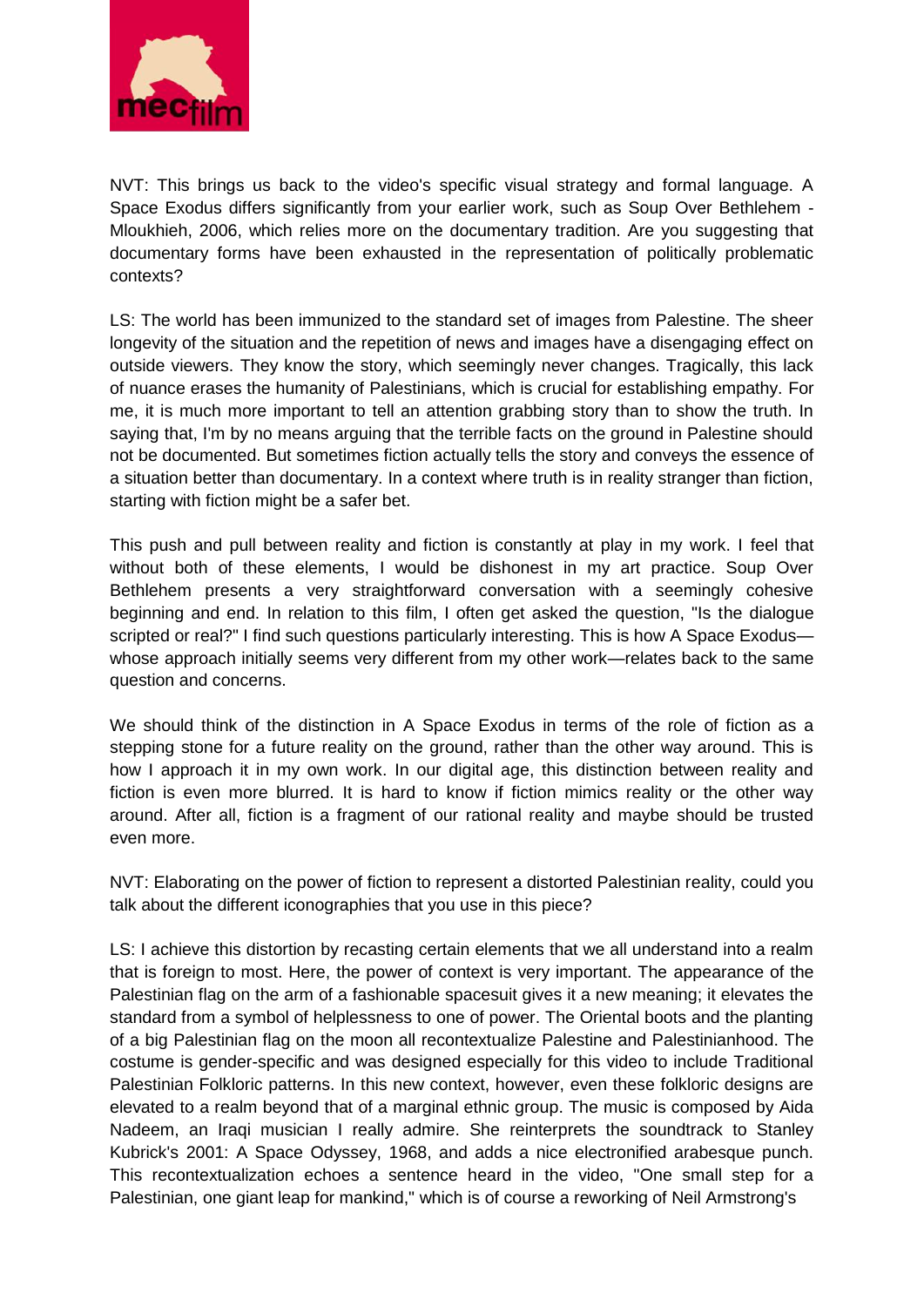NVT: This brings us back to the video's specific visual strategy and formal language. A Space Exodus differs significantly from your earlier work, such as Soup Over Bethlehem - Mloukhieh, 2006, which relies more on the documentary tradition. Are you suggesting that documentary forms have been exhausted in the representation of politically problematic contexts?

LS: The world has been immunized to the standard set of images from Palestine. The sheer longevity of the situation and the repetition of news and images have a disengaging effect on outside viewers. They know the story, which seemingly never changes. Tragically, this lack of nuance erases the humanity of Palestinians, which is crucial for establishing empathy. For me, it is much more important to tell an attention grabbing story than to show the truth. In saying that, I'm by no means arguing that the terrible facts on the ground in Palestine should not be documented. But sometimes fiction actually tells the story and conveys the essence of a situation better than documentary. In a context where truth is in reality stranger than fiction, starting with fiction might be a safer bet.

This push and pull between reality and fiction is constantly at play in my work. I feel that without both of these elements, I would be dishonest in my art practice. Soup Over Bethlehem presents a very straightforward conversation with a seemingly cohesive beginning and end. In relation to this film, I often get asked the question, "Is the dialogue scripted or real?" I find such questions particularly interesting. This is how A Space Exodus—whose approach initially seems very different from my other work—relates back to the same question and concerns.

We should think of the distinction in A Space Exodus in terms of the role of fiction as a stepping stone for a future reality on the ground, rather than the other way around. This is how I approach it in my own work. In our digital age, this distinction between reality and fiction is even more blurred. It is hard to know if fiction mimics reality or the other way around. After all, fiction is a fragment of our rational reality and maybe should be trusted even more.

NVT: Elaborating on the power of fiction to represent a distorted Palestinian reality, could you talk about the different iconographies that you use in this piece?

LS: I achieve this distortion by recasting certain elements that we all understand into a realm that is foreign to most. Here, the power of context is very important. The appearance of the Palestinian flag on the arm of a fashionable spacesuit gives it a new meaning; it elevates the standard from a symbol of helplessness to one of power. The Oriental boots and the planting of a big Palestinian flag on the moon all recontextualize Palestine and Palestinianhood. The costume is gender-specific and was designed especially for this video to include Traditional Palestinian Folkloric patterns. In this new context, however, even these folkloric designs are elevated to a realm beyond that of a marginal ethnic group. The music is composed by Aida Nadeem, an Iraqi musician I really admire. She reinterprets the soundtrack to Stanley Kubrick's 2001: A Space Odyssey, 1968, and adds a nice electronified arabesque punch. This recontextualization echoes a sentence heard in the video, "One small step for a Palestinian, one giant leap for mankind," which is of course a reworking of Neil Armstrong's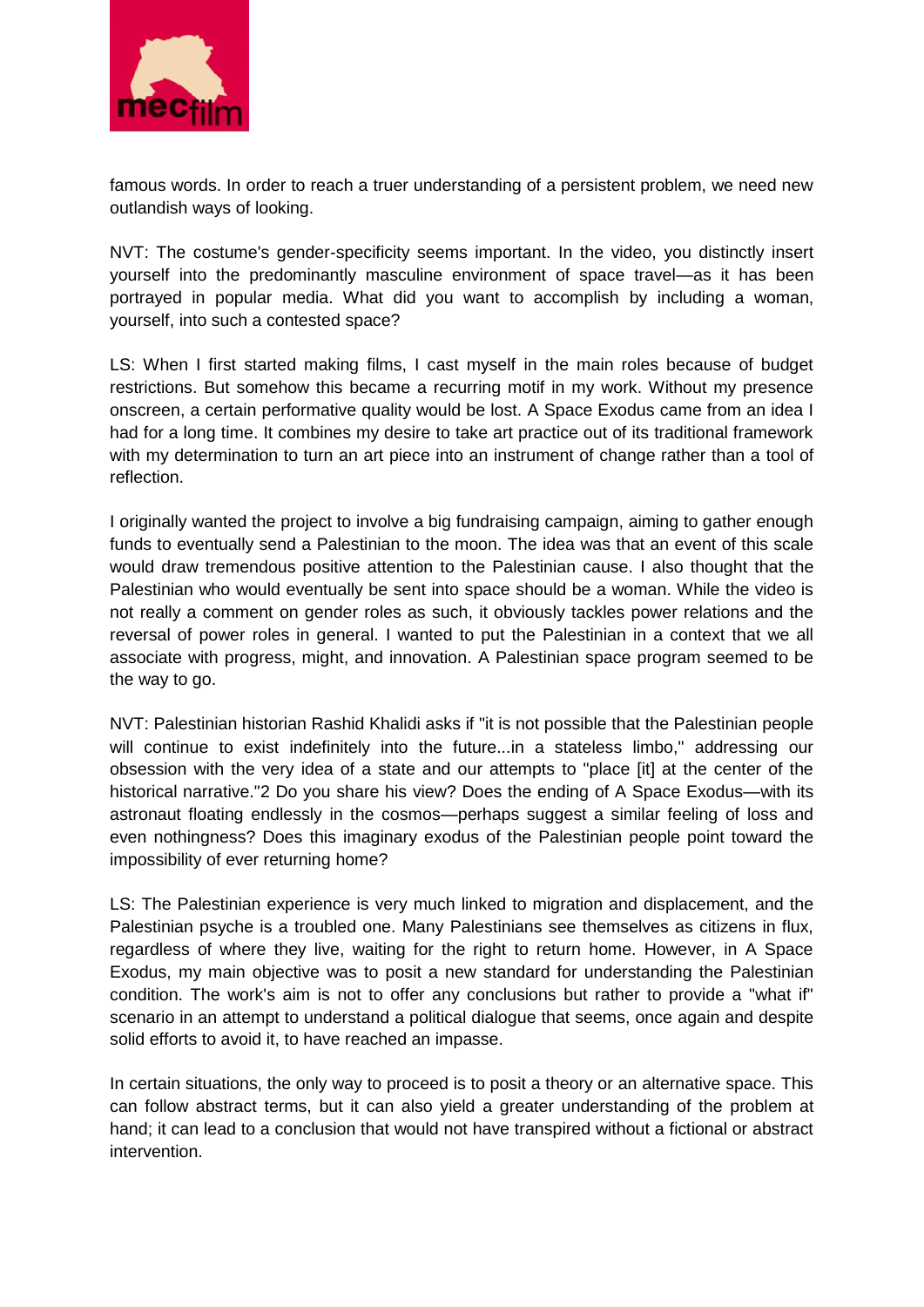famous words. In order to reach a truer understanding of a persistent problem, we need new outlandish ways of looking.

NVT: The costume's gender-specificity seems important. In the video, you distinctly insert yourself into the predominantly masculine environment of space travel—as it has been portrayed in popular media. What did you want to accomplish by including a woman, yourself, into such a contested space?

LS: When I first started making films, I cast myself in the main roles because of budget restrictions. But somehow this became a recurring motif in my work. Without my presence onscreen, a certain performative quality would be lost. A Space Exodus came from an idea I had for a long time. It combines my desire to take art practice out of its traditional framework with my determination to turn an art piece into an instrument of change rather than a tool of reflection.

I originally wanted the project to involve a big fundraising campaign, aiming to gather enough funds to eventually send a Palestinian to the moon. The idea was that an event of this scale would draw tremendous positive attention to the Palestinian cause. I also thought that the Palestinian who would eventually be sent into space should be a woman. While the video is not really a comment on gender roles as such, it obviously tackles power relations and the reversal of power roles in general. I wanted to put the Palestinian in a context that we all associate with progress, might, and innovation. A Palestinian space program seemed to be the way to go.

NVT: Palestinian historian Rashid Khalidi asks if "it is not possible that the Palestinian people will continue to exist indefinitely into the future...in a stateless limbo," addressing our obsession with the very idea of a state and our attempts to "place [it] at the center of the historical narrative."2 Do you share his view? Does the ending of A Space Exodus—with its astronaut floating endlessly in the cosmos—perhaps suggest a similar feeling of loss and even nothingness? Does this imaginary exodus of the Palestinian people point toward the impossibility of ever returning home?

LS: The Palestinian experience is very much linked to migration and displacement, and the Palestinian psyche is a troubled one. Many Palestinians see themselves as citizens in flux, regardless of where they live, waiting for the right to return home. However, in A Space Exodus, my main objective was to posit a new standard for understanding the Palestinian condition. The work's aim is not to offer any conclusions but rather to provide a "what if" scenario in an attempt to understand a political dialogue that seems, once again and despite solid efforts to avoid it, to have reached an impasse.

In certain situations, the only way to proceed is to posit a theory or an alternative space. This can follow abstract terms, but it can also yield a greater understanding of the problem at hand; it can lead to a conclusion that would not have transpired without a fictional or abstract intervention.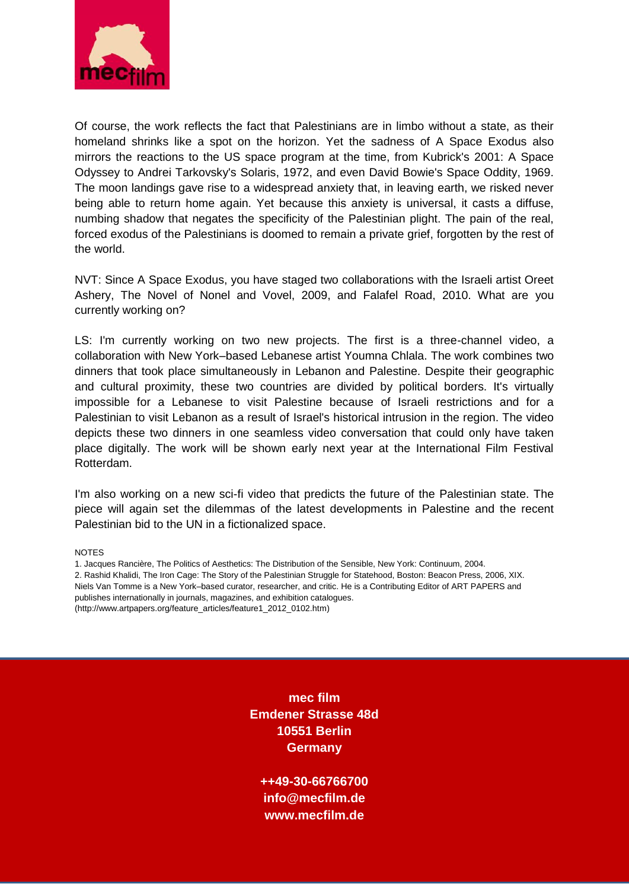Of course, the work reflects the fact that Palestinians are in limbo without a state, as their homeland shrinks like a spot on the horizon. Yet the sadness of A Space Exodus also mirrors the reactions to the US space program at the time, from Kubrick's 2001: A Space Odyssey to Andrei Tarkovsky's Solaris, 1972, and even David Bowie's Space Oddity, 1969. The moon landings gave rise to a widespread anxiety that, in leaving earth, we risked never being able to return home again. Yet because this anxiety is universal, it casts a diffuse, numbing shadow that negates the specificity of the Palestinian plight. The pain of the real, forced exodus of the Palestinians is doomed to remain a private grief, forgotten by the rest of the world.

NVT: Since A Space Exodus, you have staged two collaborations with the Israeli artist Oreet Ashery, The Novel of Nonel and Vovel, 2009, and Falafel Road, 2010. What are you currently working on?

LS: I'm currently working on two new projects. The first is a three-channel video, a collaboration with New York–based Lebanese artist Youmna Chlala. The work combines two dinners that took place simultaneously in Lebanon and Palestine. Despite their geographic and cultural proximity, these two countries are divided by political borders. It's virtually impossible for a Lebanese to visit Palestine because of Israeli restrictions and for a Palestinian to visit Lebanon as a result of Israel's historical intrusion in the region. The video depicts these two dinners in one seamless video conversation that could only have taken place digitally. The work will be shown early next year at the International Film Festival Rotterdam.

I'm also working on a new sci-fi video that predicts the future of the Palestinian state. The piece will again set the dilemmas of the latest developments in Palestine and the recent Palestinian bid to the UN in a fictionalized space.

NOTES

1. Jacques Rancière, The Politics of Aesthetics: The Distribution of the Sensible, New York: Continuum, 2004.
2. Rashid Khalidi, The Iron Cage: The Story of the Palestinian Struggle for Statehood, Boston: Beacon Press, 2006, XIX.

Niels Van Tomme is a New York–based curator, researcher, and critic. He is a Contributing Editor of ART PAPERS and publishes internationally in journals, magazines, and exhibition catalogues.
(http://www.artpapers.org/feature_articles/feature1_2012_0102.htm)

**mec film**
**Emdener Strasse 48d**
**10551 Berlin**
**Germany**

**++49-30-66766700**
**info@mecfilm.de**
**www.mecfilm.de**